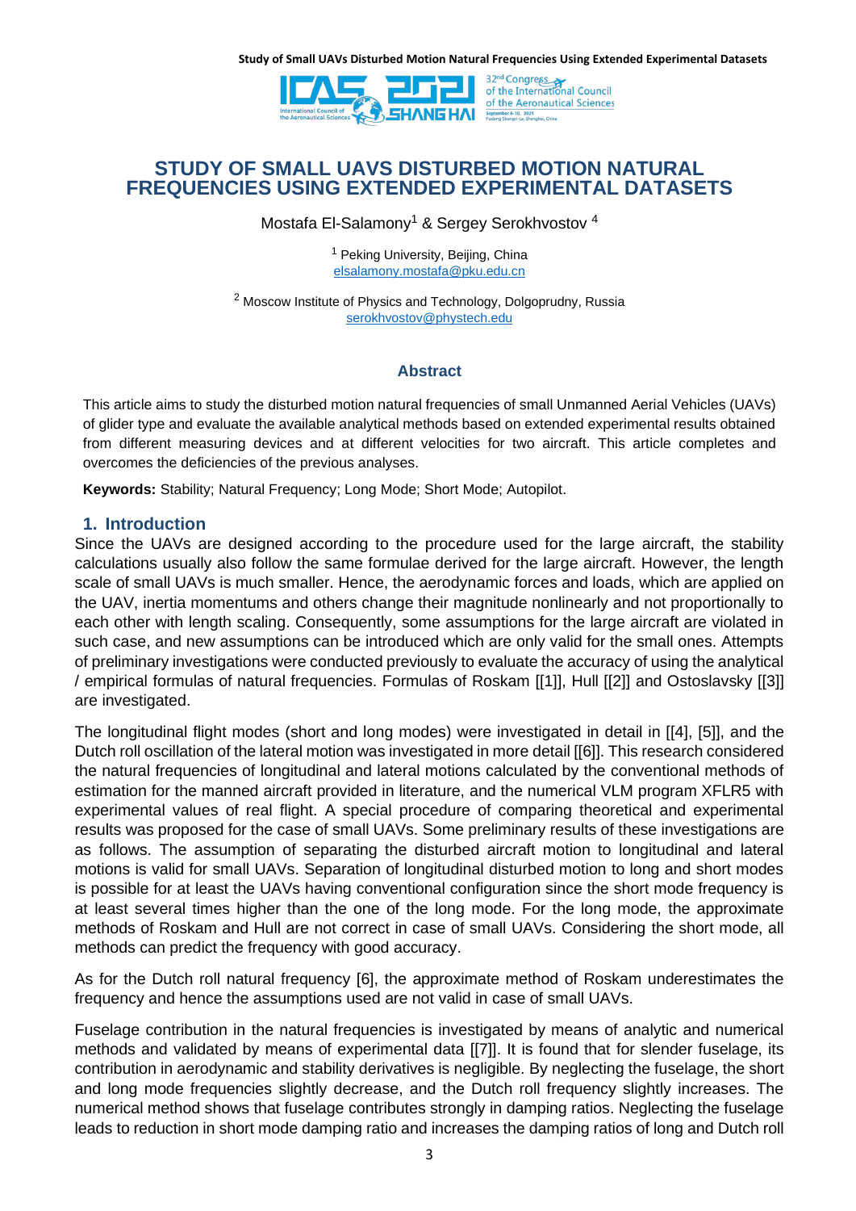# STUDY OF SMALL UAVS DISTURBED MOTION NATURAL FREQUENCIES USING EXTENDED EXPERIMENTAL DATASETS

Mostafa El-Salamony[1] & Sergey Serokhvostov [4]

[1] Peking University, Beijing, China
elsalamony.mostafa@pku.edu.cn

[2] Moscow Institute of Physics and Technology, Dolgoprudny, Russia
serokhvostov@phystech.edu

## Abstract

This article aims to study the disturbed motion natural frequencies of small Unmanned Aerial Vehicles (UAVs) of glider type and evaluate the available analytical methods based on extended experimental results obtained from different measuring devices and at different velocities for two aircraft. This article completes and overcomes the deficiencies of the previous analyses.

**Keywords:** Stability; Natural Frequency; Long Mode; Short Mode; Autopilot.

## 1. Introduction

Since the UAVs are designed according to the procedure used for the large aircraft, the stability calculations usually also follow the same formulae derived for the large aircraft. However, the length scale of small UAVs is much smaller. Hence, the aerodynamic forces and loads, which are applied on the UAV, inertia momentums and others change their magnitude nonlinearly and not proportionally to each other with length scaling. Consequently, some assumptions for the large aircraft are violated in such case, and new assumptions can be introduced which are only valid for the small ones. Attempts of preliminary investigations were conducted previously to evaluate the accuracy of using the analytical / empirical formulas of natural frequencies. Formulas of Roskam [[1]], Hull [[2]] and Ostoslavsky [[3]] are investigated.

The longitudinal flight modes (short and long modes) were investigated in detail in [[4], [5]], and the Dutch roll oscillation of the lateral motion was investigated in more detail [[6]]. This research considered the natural frequencies of longitudinal and lateral motions calculated by the conventional methods of estimation for the manned aircraft provided in literature, and the numerical VLM program XFLR5 with experimental values of real flight. A special procedure of comparing theoretical and experimental results was proposed for the case of small UAVs. Some preliminary results of these investigations are as follows. The assumption of separating the disturbed aircraft motion to longitudinal and lateral motions is valid for small UAVs. Separation of longitudinal disturbed motion to long and short modes is possible for at least the UAVs having conventional configuration since the short mode frequency is at least several times higher than the one of the long mode. For the long mode, the approximate methods of Roskam and Hull are not correct in case of small UAVs. Considering the short mode, all methods can predict the frequency with good accuracy.

As for the Dutch roll natural frequency [6], the approximate method of Roskam underestimates the frequency and hence the assumptions used are not valid in case of small UAVs.

Fuselage contribution in the natural frequencies is investigated by means of analytic and numerical methods and validated by means of experimental data [[7]]. It is found that for slender fuselage, its contribution in aerodynamic and stability derivatives is negligible. By neglecting the fuselage, the short and long mode frequencies slightly decrease, and the Dutch roll frequency slightly increases. The numerical method shows that fuselage contributes strongly in damping ratios. Neglecting the fuselage leads to reduction in short mode damping ratio and increases the damping ratios of long and Dutch roll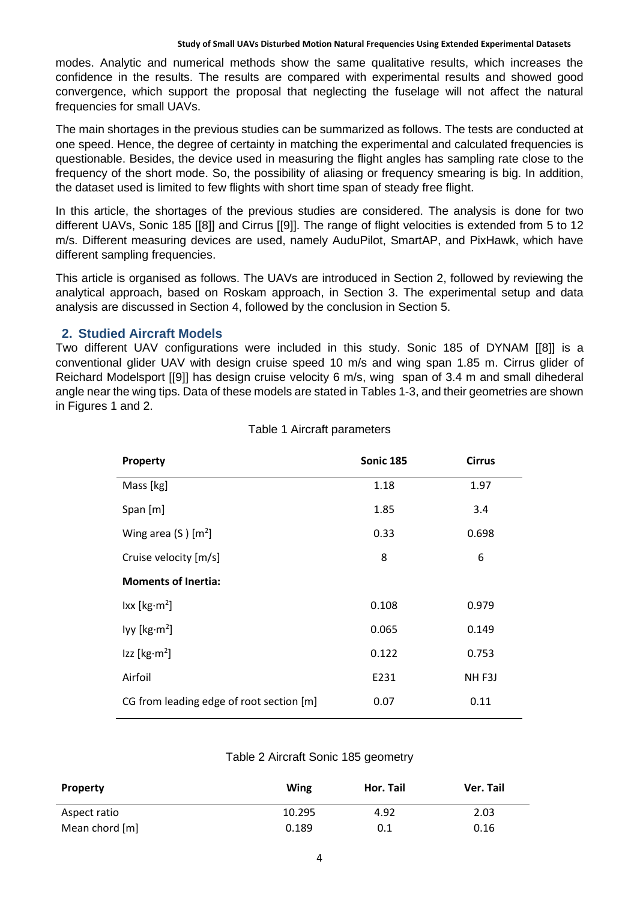modes. Analytic and numerical methods show the same qualitative results, which increases the confidence in the results. The results are compared with experimental results and showed good convergence, which support the proposal that neglecting the fuselage will not affect the natural frequencies for small UAVs.

The main shortages in the previous studies can be summarized as follows. The tests are conducted at one speed. Hence, the degree of certainty in matching the experimental and calculated frequencies is questionable. Besides, the device used in measuring the flight angles has sampling rate close to the frequency of the short mode. So, the possibility of aliasing or frequency smearing is big. In addition, the dataset used is limited to few flights with short time span of steady free flight.

In this article, the shortages of the previous studies are considered. The analysis is done for two different UAVs, Sonic 185 [[8]] and Cirrus [[9]]. The range of flight velocities is extended from 5 to 12 m/s. Different measuring devices are used, namely AuduPilot, SmartAP, and PixHawk, which have different sampling frequencies.

This article is organised as follows. The UAVs are introduced in Section 2, followed by reviewing the analytical approach, based on Roskam approach, in Section 3. The experimental setup and data analysis are discussed in Section 4, followed by the conclusion in Section 5.

## 2. Studied Aircraft Models

Two different UAV configurations were included in this study. Sonic 185 of DYNAM [[8]] is a conventional glider UAV with design cruise speed 10 m/s and wing span 1.85 m. Cirrus glider of Reichard Modelsport [[9]] has design cruise velocity 6 m/s, wing span of 3.4 m and small dihederal angle near the wing tips. Data of these models are stated in Tables 1-3, and their geometries are shown in Figures 1 and 2.

Table 1 Aircraft parameters

| **Property** | **Sonic 185** | **Cirrus** |
| --- | --- | --- |
| Mass [kg] | 1.18 | 1.97 |
| Span [m] | 1.85 | 3.4 |
| Wing area (S ) [$m^2$] | 0.33 | 0.698 |
| Cruise velocity [m/s] | 8 | 6 |
| **Moments of Inertia:** | | |
| Ixx [$kg \cdot m^2$] | 0.108 | 0.979 |
| Iyy [$kg \cdot m^2$] | 0.065 | 0.149 |
| Izz [$kg \cdot m^2$] | 0.122 | 0.753 |
| Airfoil | E231 | NH F3J |
| CG from leading edge of root section [m] | 0.07 | 0.11 |

Table 2 Aircraft Sonic 185 geometry

| **Property** | **Wing** | **Hor. Tail** | **Ver. Tail** |
| --- | --- | --- | --- |
| Aspect ratio | 10.295 | 4.92 | 2.03 |
| Mean chord [m] | 0.189 | 0.1 | 0.16 |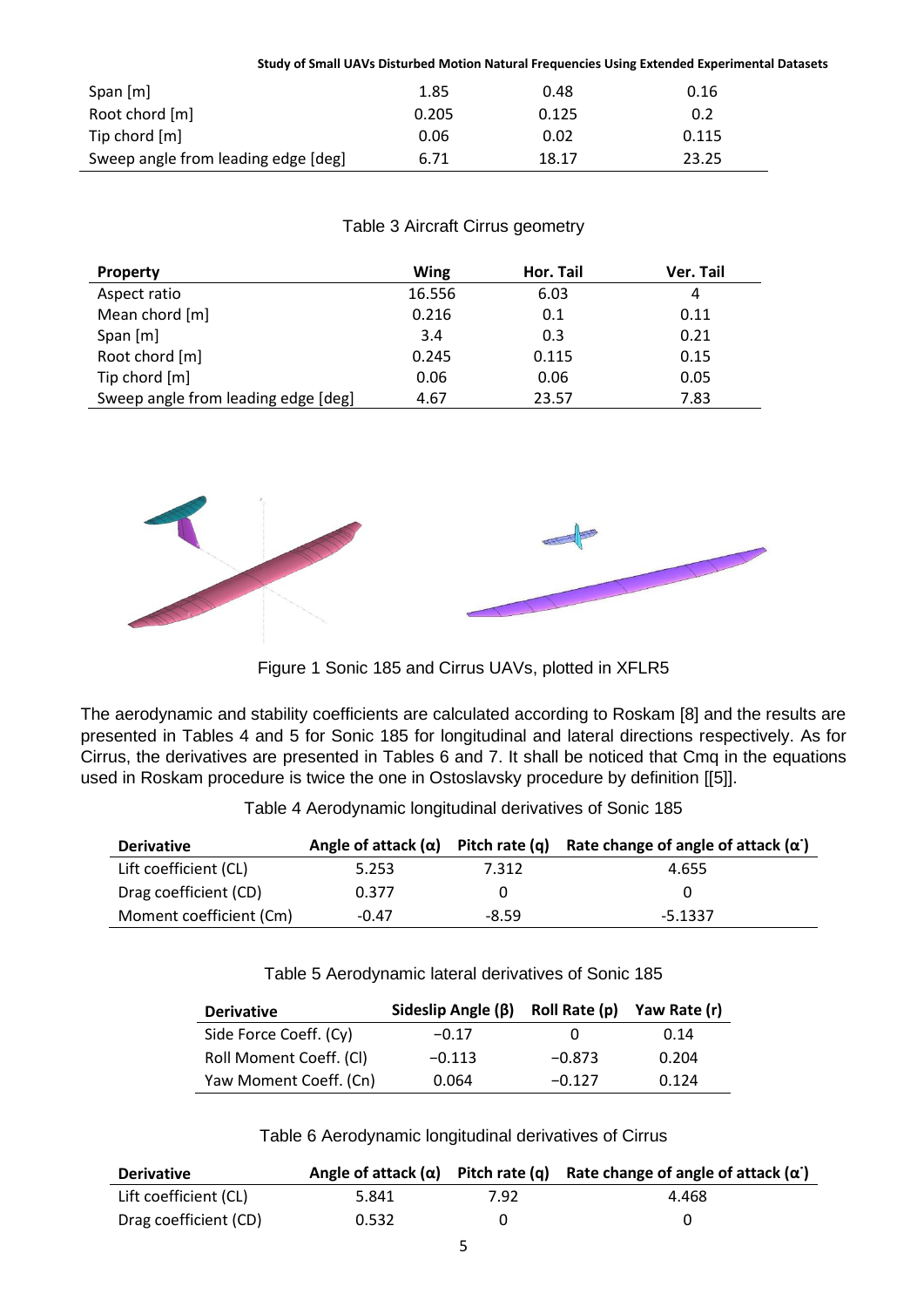| | | | |
|---|---|---|---|
| Span [m] | 1.85 | 0.48 | 0.16 |
| Root chord [m] | 0.205 | 0.125 | 0.2 |
| Tip chord [m] | 0.06 | 0.02 | 0.115 |
| Sweep angle from leading edge [deg] | 6.71 | 18.17 | 23.25 |

Table 3 Aircraft Cirrus geometry

| Property | Wing | Hor. Tail | Ver. Tail |
|---|---|---|---|
| Aspect ratio | 16.556 | 6.03 | 4 |
| Mean chord [m] | 0.216 | 0.1 | 0.11 |
| Span [m] | 3.4 | 0.3 | 0.21 |
| Root chord [m] | 0.245 | 0.115 | 0.15 |
| Tip chord [m] | 0.06 | 0.06 | 0.05 |
| Sweep angle from leading edge [deg] | 4.67 | 23.57 | 7.83 |

Figure 1 Sonic 185 and Cirrus UAVs, plotted in XFLR5

The aerodynamic and stability coefficients are calculated according to Roskam [8] and the results are presented in Tables 4 and 5 for Sonic 185 for longitudinal and lateral directions respectively. As for Cirrus, the derivatives are presented in Tables 6 and 7. It shall be noticed that Cmq in the equations used in Roskam procedure is twice the one in Ostoslavsky procedure by definition [[5]].

Table 4 Aerodynamic longitudinal derivatives of Sonic 185

| Derivative | Angle of attack ($\alpha$) | Pitch rate (q) | Rate change of angle of attack ($\dot{\alpha}$) |
|---|---|---|---|
| Lift coefficient (CL) | 5.253 | 7.312 | 4.655 |
| Drag coefficient (CD) | 0.377 | 0 | 0 |
| Moment coefficient (Cm) | -0.47 | -8.59 | -5.1337 |

Table 5 Aerodynamic lateral derivatives of Sonic 185

| Derivative | Sideslip Angle ($\beta$) | Roll Rate (p) | Yaw Rate (r) |
|---|---|---|---|
| Side Force Coeff. (Cy) | −0.17 | 0 | 0.14 |
| Roll Moment Coeff. (Cl) | −0.113 | −0.873 | 0.204 |
| Yaw Moment Coeff. (Cn) | 0.064 | −0.127 | 0.124 |

Table 6 Aerodynamic longitudinal derivatives of Cirrus

| Derivative | Angle of attack ($\alpha$) | Pitch rate (q) | Rate change of angle of attack ($\dot{\alpha}$) |
|---|---|---|---|
| Lift coefficient (CL) | 5.841 | 7.92 | 4.468 |
| Drag coefficient (CD) | 0.532 | 0 | 0 |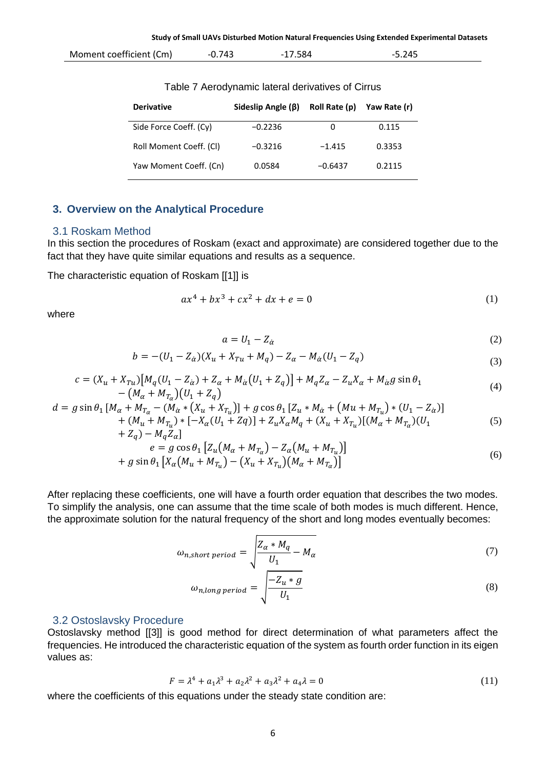| Moment coefficient (Cm) | -0.743 | -17.584 | -5.245 |
|---|---|---|---|

Table 7 Aerodynamic lateral derivatives of Cirrus

| Derivative | Sideslip Angle (β) | Roll Rate (p) | Yaw Rate (r) |
|---|---|---|---|
| Side Force Coeff. (Cy) | −0.2236 | 0 | 0.115 |
| Roll Moment Coeff. (Cl) | −0.3216 | −1.415 | 0.3353 |
| Yaw Moment Coeff. (Cn) | 0.0584 | −0.6437 | 0.2115 |

## 3. Overview on the Analytical Procedure

### 3.1 Roskam Method

In this section the procedures of Roskam (exact and approximate) are considered together due to the fact that they have quite similar equations and results as a sequence.

The characteristic equation of Roskam [[1]] is

$$ax^4 + bx^3 + cx^2 + dx + e = 0 \tag{1}$$

where

$$a = U_1 - Z_{\dot{\alpha}} \tag{2}$$

$$b = -(U_1 - Z_{\dot{\alpha}})(X_u + X_{Tu} + M_q) - Z_\alpha - M_{\dot{\alpha}}(U_1 - Z_q) \tag{3}$$

$$c = (X_u + X_{Tu})\left[M_q(U_1 - Z_{\dot{\alpha}}) + Z_\alpha + M_{\dot{\alpha}}(U_1 + Z_q)\right] + M_q Z_\alpha - Z_u X_\alpha + M_{\dot{\alpha}} g \sin\theta_1 - \left(M_\alpha + M_{T_\alpha}\right)\left(U_1 + Z_q\right) \tag{4}$$

$$\begin{aligned} d = g \sin\theta_1 \left[M_\alpha + M_{T_\alpha} - \left(M_{\dot{\alpha}} * \left(X_u + X_{T_u}\right)\right] + g \cos\theta_1 \left[Z_u * M_{\dot{\alpha}} + \left(Mu + M_{T_u}\right) * (U_1 - Z_{\dot{\alpha}})\right] \\ + (M_u + M_{T_u}) * \left[-X_\alpha(U_1 + Zq)\right] + Z_u X_\alpha M_q + (X_u + X_{T_u})\left[(M_\alpha + M_{T_\alpha})(U_1 \\ + Z_q) - M_q Z_\alpha\right] \end{aligned} \tag{5}$$

$$\begin{aligned} e = g \cos\theta_1 \left[Z_u\left(M_\alpha + M_{T_\alpha}\right) - Z_\alpha\left(M_u + M_{T_u}\right)\right] \\ + g \sin\theta_1 \left[X_\alpha\left(M_u + M_{T_u}\right) - \left(X_u + X_{T_u}\right)\left(M_\alpha + M_{T_\alpha}\right)\right] \end{aligned} \tag{6}$$

After replacing these coefficients, one will have a fourth order equation that describes the two modes. To simplify the analysis, one can assume that the time scale of both modes is much different. Hence, the approximate solution for the natural frequency of the short and long modes eventually becomes:

$$\omega_{n,short\ period} = \sqrt{\frac{Z_\alpha * M_q}{U_1} - M_\alpha} \tag{7}$$

$$\omega_{n,long\ period} = \sqrt{\frac{-Z_u * g}{U_1}} \tag{8}$$

### 3.2 Ostoslavsky Procedure

Ostoslavsky method [[3]] is good method for direct determination of what parameters affect the frequencies. He introduced the characteristic equation of the system as fourth order function in its eigen values as:

$$F = \lambda^4 + a_1\lambda^3 + a_2\lambda^2 + a_3\lambda^2 + a_4\lambda = 0 \tag{11}$$

where the coefficients of this equations under the steady state condition are: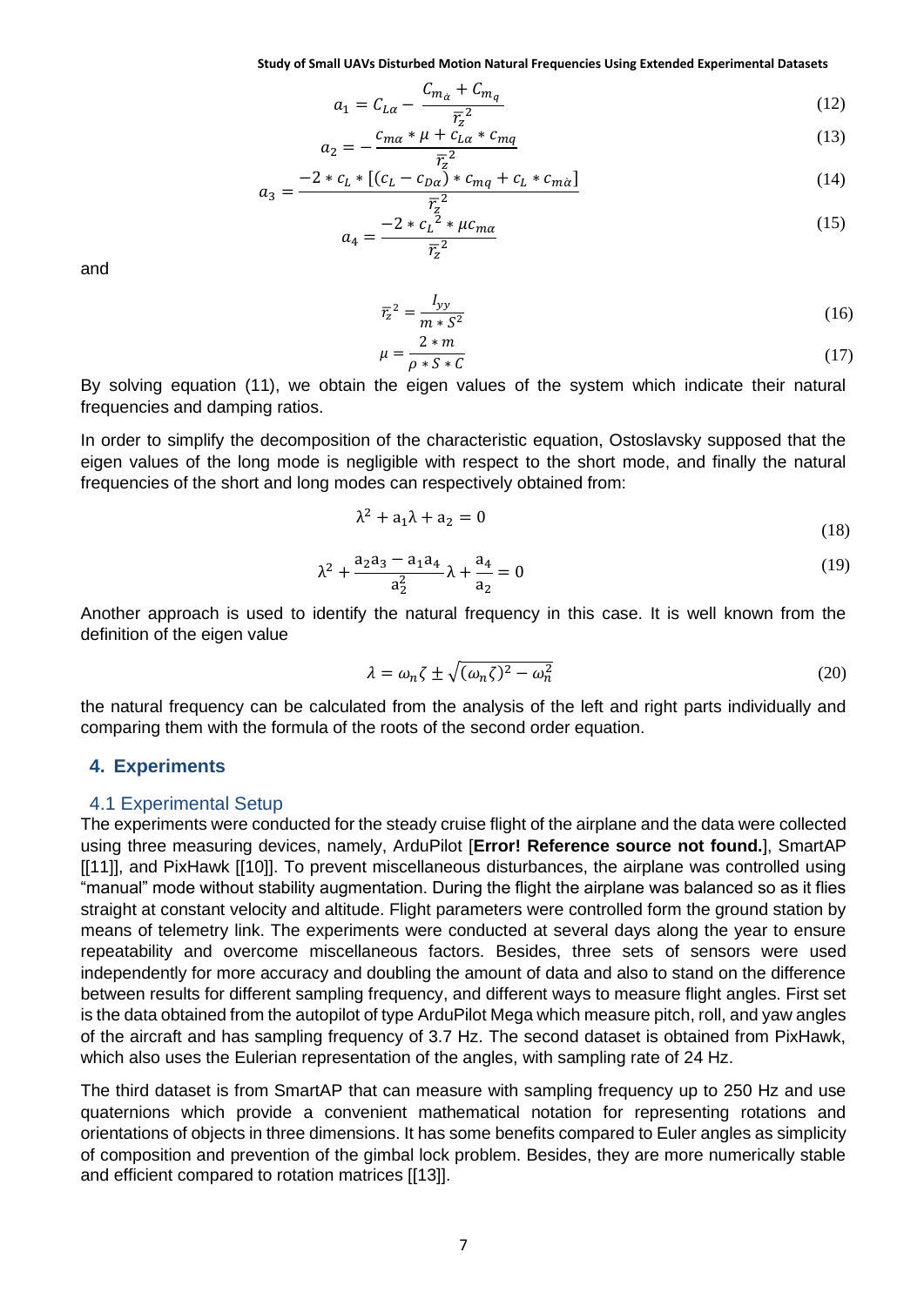$$a_1 = C_{L\alpha} - \frac{C_{m_{\dot{\alpha}}} + C_{m_q}}{\bar{r}_z^2} \tag{12}$$

$$a_2 = -\frac{c_{m\alpha} * \mu + c_{L\alpha} * c_{mq}}{\bar{r}_z^2} \tag{13}$$

$$a_3 = \frac{-2 * c_L * [(c_L - c_{D\alpha}) * c_{mq} + c_L * c_{m\dot{\alpha}}]}{\bar{r}_z^2} \tag{14}$$

$$a_4 = \frac{-2 * c_L^2 * \mu c_{m\alpha}}{\bar{r}_z^2} \tag{15}$$

and

$$\bar{r}_z^2 = \frac{I_{yy}}{m * S^2} \tag{16}$$

$$\mu = \frac{2 * m}{\rho * S * C} \tag{17}$$

By solving equation (11), we obtain the eigen values of the system which indicate their natural frequencies and damping ratios.

In order to simplify the decomposition of the characteristic equation, Ostoslavsky supposed that the eigen values of the long mode is negligible with respect to the short mode, and finally the natural frequencies of the short and long modes can respectively obtained from:

$$\lambda^2 + a_1\lambda + a_2 = 0 \tag{18}$$

$$\lambda^2 + \frac{a_2 a_3 - a_1 a_4}{a_2^2}\lambda + \frac{a_4}{a_2} = 0 \tag{19}$$

Another approach is used to identify the natural frequency in this case. It is well known from the definition of the eigen value

$$\lambda = \omega_n \zeta \pm \sqrt{(\omega_n \zeta)^2 - \omega_n^2} \tag{20}$$

the natural frequency can be calculated from the analysis of the left and right parts individually and comparing them with the formula of the roots of the second order equation.

## 4. Experiments

### 4.1 Experimental Setup

The experiments were conducted for the steady cruise flight of the airplane and the data were collected using three measuring devices, namely, ArduPilot [**Error! Reference source not found.**], SmartAP [[11]], and PixHawk [[10]]. To prevent miscellaneous disturbances, the airplane was controlled using "manual" mode without stability augmentation. During the flight the airplane was balanced so as it flies straight at constant velocity and altitude. Flight parameters were controlled form the ground station by means of telemetry link. The experiments were conducted at several days along the year to ensure repeatability and overcome miscellaneous factors. Besides, three sets of sensors were used independently for more accuracy and doubling the amount of data and also to stand on the difference between results for different sampling frequency, and different ways to measure flight angles. First set is the data obtained from the autopilot of type ArduPilot Mega which measure pitch, roll, and yaw angles of the aircraft and has sampling frequency of 3.7 Hz. The second dataset is obtained from PixHawk, which also uses the Eulerian representation of the angles, with sampling rate of 24 Hz.

The third dataset is from SmartAP that can measure with sampling frequency up to 250 Hz and use quaternions which provide a convenient mathematical notation for representing rotations and orientations of objects in three dimensions. It has some benefits compared to Euler angles as simplicity of composition and prevention of the gimbal lock problem. Besides, they are more numerically stable and efficient compared to rotation matrices [[13]].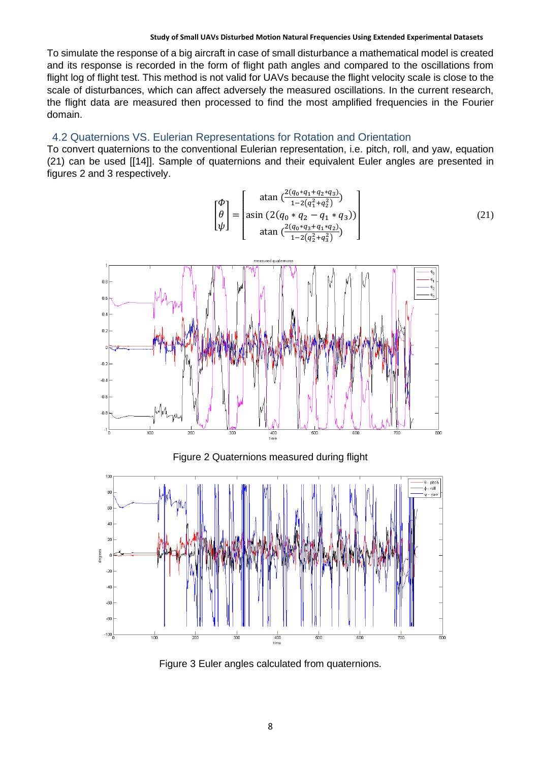To simulate the response of a big aircraft in case of small disturbance a mathematical model is created and its response is recorded in the form of flight path angles and compared to the oscillations from flight log of flight test. This method is not valid for UAVs because the flight velocity scale is close to the scale of disturbances, which can affect adversely the measured oscillations. In the current research, the flight data are measured then processed to find the most amplified frequencies in the Fourier domain.

## 4.2 Quaternions VS. Eulerian Representations for Rotation and Orientation

To convert quaternions to the conventional Eulerian representation, i.e. pitch, roll, and yaw, equation (21) can be used [[14]]. Sample of quaternions and their equivalent Euler angles are presented in figures 2 and 3 respectively.

$$\begin{bmatrix} \Phi \\ \theta \\ \psi \end{bmatrix} = \begin{bmatrix} \operatorname{atan}\left(\frac{2(q_0 * q_1 + q_2 * q_3)}{1 - 2(q_1^2 + q_2^2)}\right) \\ \operatorname{asin}\left(2(q_0 * q_2 - q_1 * q_3)\right) \\ \operatorname{atan}\left(\frac{2(q_0 * q_3 + q_1 * q_2)}{1 - 2(q_2^2 + q_3^2)}\right) \end{bmatrix} \tag{21}$$

Figure 2 Quaternions measured during flight

Figure 3 Euler angles calculated from quaternions.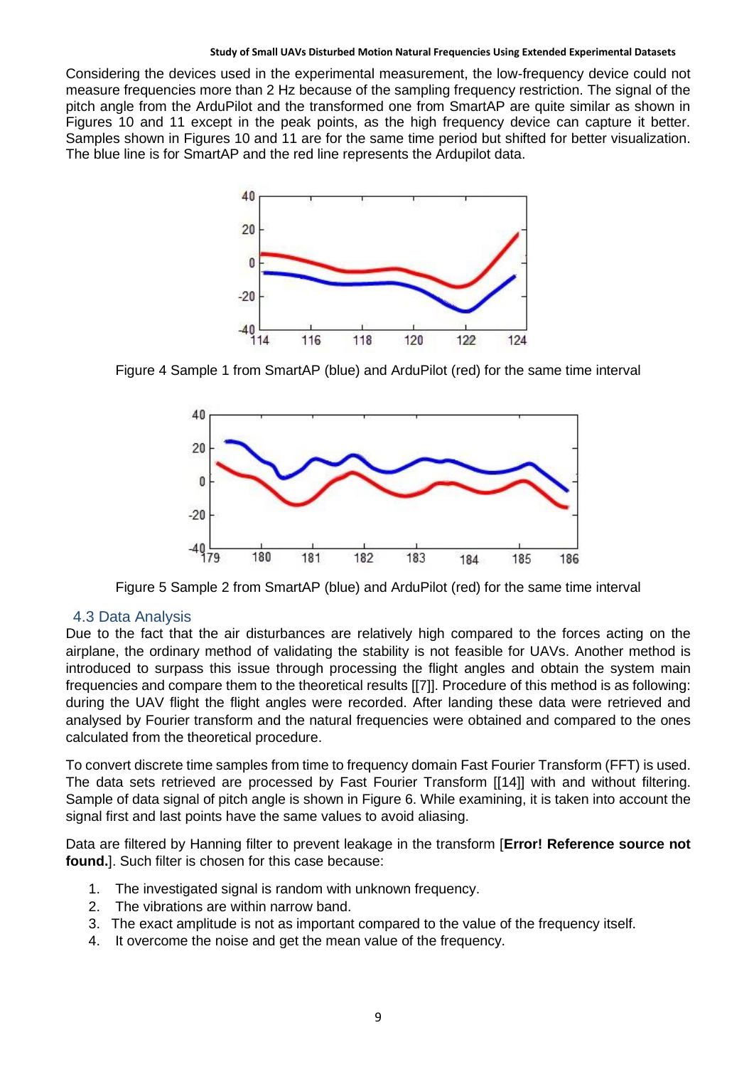Considering the devices used in the experimental measurement, the low-frequency device could not measure frequencies more than 2 Hz because of the sampling frequency restriction. The signal of the pitch angle from the ArduPilot and the transformed one from SmartAP are quite similar as shown in Figures 10 and 11 except in the peak points, as the high frequency device can capture it better. Samples shown in Figures 10 and 11 are for the same time period but shifted for better visualization. The blue line is for SmartAP and the red line represents the Ardupilot data.

Figure 4 Sample 1 from SmartAP (blue) and ArduPilot (red) for the same time interval

Figure 5 Sample 2 from SmartAP (blue) and ArduPilot (red) for the same time interval

### 4.3 Data Analysis

Due to the fact that the air disturbances are relatively high compared to the forces acting on the airplane, the ordinary method of validating the stability is not feasible for UAVs. Another method is introduced to surpass this issue through processing the flight angles and obtain the system main frequencies and compare them to the theoretical results [[7]]. Procedure of this method is as following: during the UAV flight the flight angles were recorded. After landing these data were retrieved and analysed by Fourier transform and the natural frequencies were obtained and compared to the ones calculated from the theoretical procedure.

To convert discrete time samples from time to frequency domain Fast Fourier Transform (FFT) is used. The data sets retrieved are processed by Fast Fourier Transform [[14]] with and without filtering. Sample of data signal of pitch angle is shown in Figure 6. While examining, it is taken into account the signal first and last points have the same values to avoid aliasing.

Data are filtered by Hanning filter to prevent leakage in the transform [**Error! Reference source not found.**]. Such filter is chosen for this case because:

1. The investigated signal is random with unknown frequency.
2. The vibrations are within narrow band.
3. The exact amplitude is not as important compared to the value of the frequency itself.
4. It overcome the noise and get the mean value of the frequency.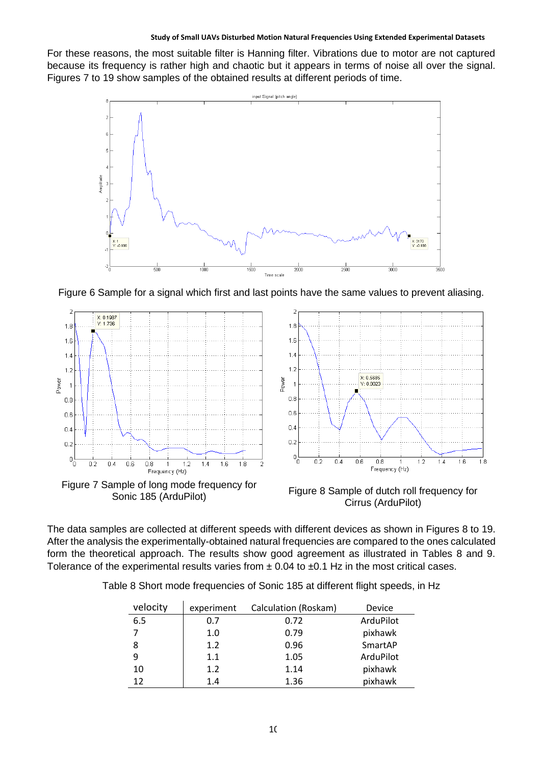For these reasons, the most suitable filter is Hanning filter. Vibrations due to motor are not captured because its frequency is rather high and chaotic but it appears in terms of noise all over the signal. Figures 7 to 19 show samples of the obtained results at different periods of time.

Figure 6 Sample for a signal which first and last points have the same values to prevent aliasing.

Figure 7 Sample of long mode frequency for Sonic 185 (ArduPilot)

Figure 8 Sample of dutch roll frequency for Cirrus (ArduPilot)

The data samples are collected at different speeds with different devices as shown in Figures 8 to 19. After the analysis the experimentally-obtained natural frequencies are compared to the ones calculated form the theoretical approach. The results show good agreement as illustrated in Tables 8 and 9. Tolerance of the experimental results varies from ± 0.04 to ±0.1 Hz in the most critical cases.

Table 8 Short mode frequencies of Sonic 185 at different flight speeds, in Hz

| velocity | experiment | Calculation (Roskam) | Device |
|---|---|---|---|
| 6.5 | 0.7 | 0.72 | ArduPilot |
| 7 | 1.0 | 0.79 | pixhawk |
| 8 | 1.2 | 0.96 | SmartAP |
| 9 | 1.1 | 1.05 | ArduPilot |
| 10 | 1.2 | 1.14 | pixhawk |
| 12 | 1.4 | 1.36 | pixhawk |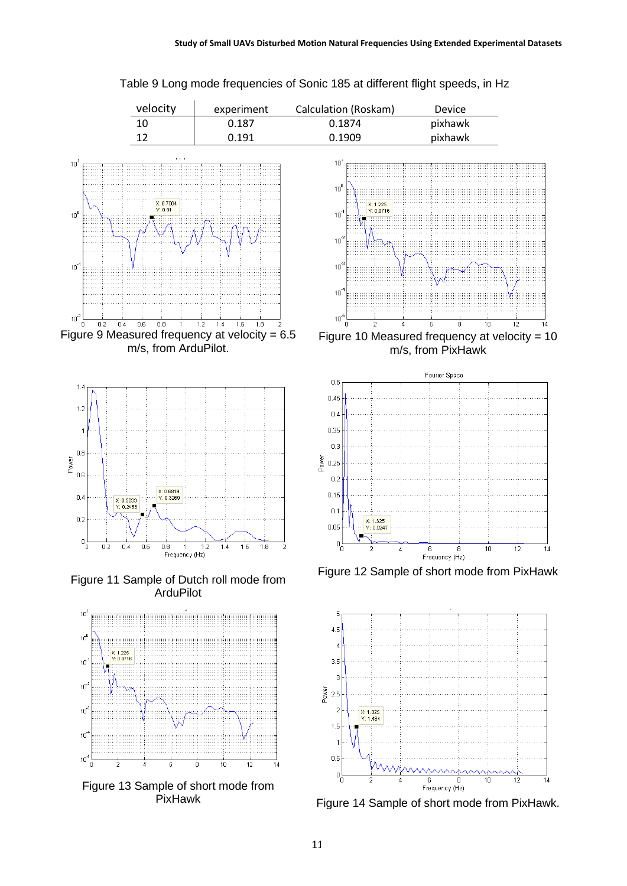Table 9 Long mode frequencies of Sonic 185 at different flight speeds, in Hz

| velocity | experiment | Calculation (Roskam) | Device |
|---|---|---|---|
| 10 | 0.187 | 0.1874 | pixhawk |
| 12 | 0.191 | 0.1909 | pixhawk |

Figure 9 Measured frequency at velocity = 6.5 m/s, from ArduPilot.

Figure 10 Measured frequency at velocity = 10 m/s, from PixHawk

Figure 11 Sample of Dutch roll mode from ArduPilot

Figure 12 Sample of short mode from PixHawk

Figure 13 Sample of short mode from PixHawk

Figure 14 Sample of short mode from PixHawk.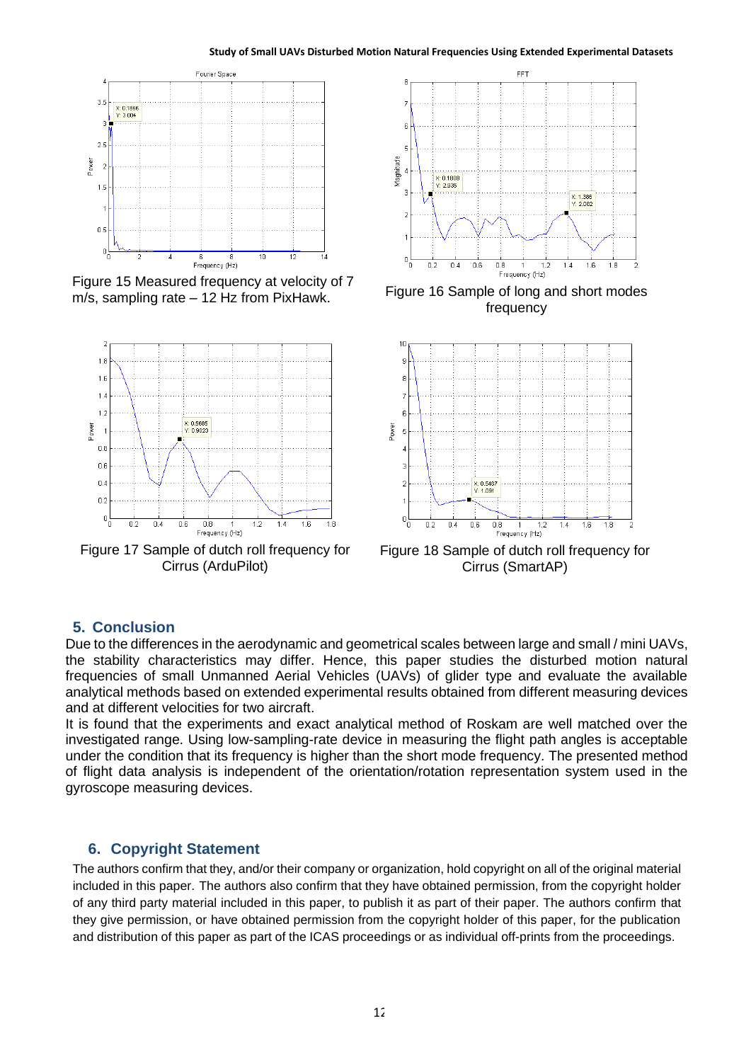Figure 15 Measured frequency at velocity of 7 m/s, sampling rate – 12 Hz from PixHawk.

Figure 16 Sample of long and short modes frequency

Figure 17 Sample of dutch roll frequency for Cirrus (ArduPilot)

Figure 18 Sample of dutch roll frequency for Cirrus (SmartAP)

## 5. Conclusion

Due to the differences in the aerodynamic and geometrical scales between large and small / mini UAVs, the stability characteristics may differ. Hence, this paper studies the disturbed motion natural frequencies of small Unmanned Aerial Vehicles (UAVs) of glider type and evaluate the available analytical methods based on extended experimental results obtained from different measuring devices and at different velocities for two aircraft.

It is found that the experiments and exact analytical method of Roskam are well matched over the investigated range. Using low-sampling-rate device in measuring the flight path angles is acceptable under the condition that its frequency is higher than the short mode frequency. The presented method of flight data analysis is independent of the orientation/rotation representation system used in the gyroscope measuring devices.

## 6. Copyright Statement

The authors confirm that they, and/or their company or organization, hold copyright on all of the original material included in this paper. The authors also confirm that they have obtained permission, from the copyright holder of any third party material included in this paper, to publish it as part of their paper. The authors confirm that they give permission, or have obtained permission from the copyright holder of this paper, for the publication and distribution of this paper as part of the ICAS proceedings or as individual off-prints from the proceedings.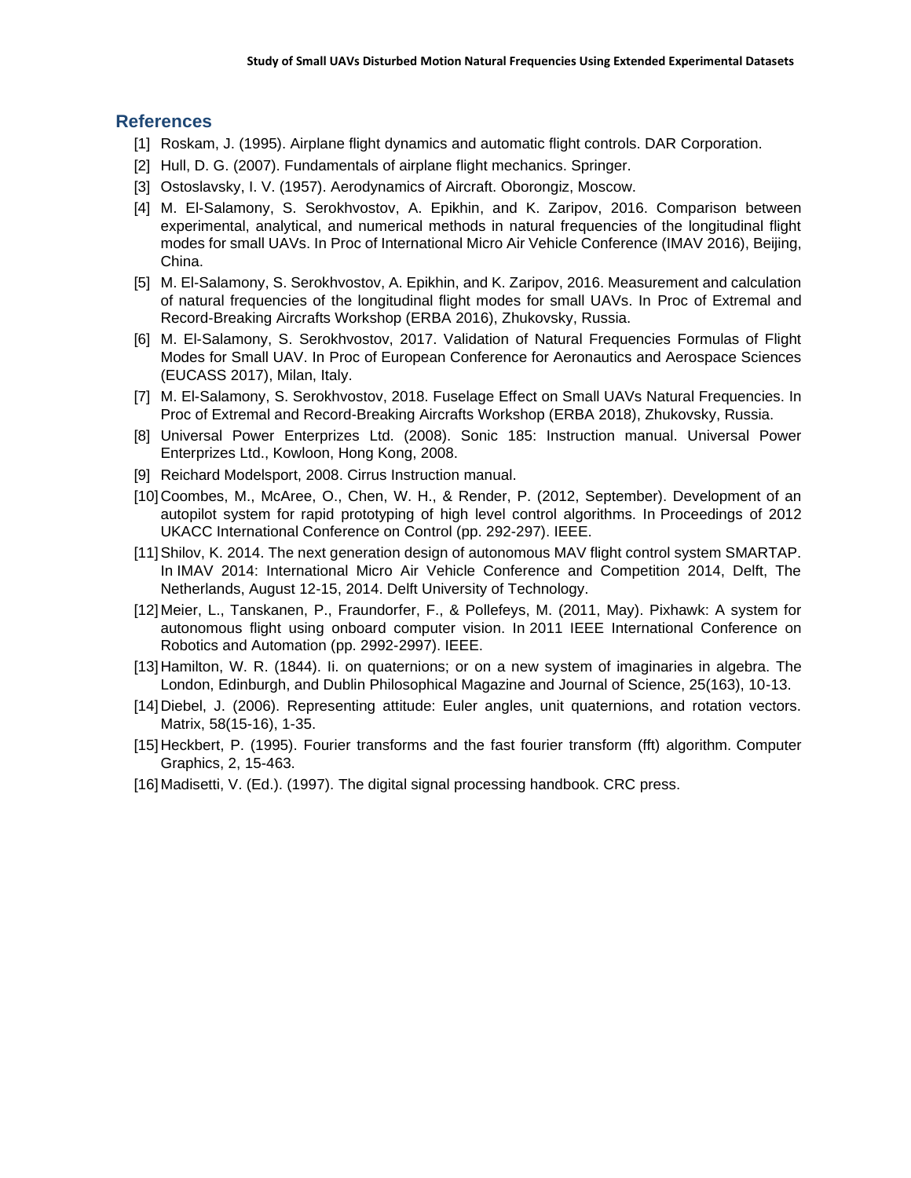## References

[1] Roskam, J. (1995). Airplane flight dynamics and automatic flight controls. DAR Corporation.

[2] Hull, D. G. (2007). Fundamentals of airplane flight mechanics. Springer.

[3] Ostoslavsky, I. V. (1957). Aerodynamics of Aircraft. Oborongiz, Moscow.

[4] M. El-Salamony, S. Serokhvostov, A. Epikhin, and K. Zaripov, 2016. Comparison between experimental, analytical, and numerical methods in natural frequencies of the longitudinal flight modes for small UAVs. In Proc of International Micro Air Vehicle Conference (IMAV 2016), Beijing, China.

[5] M. El-Salamony, S. Serokhvostov, A. Epikhin, and K. Zaripov, 2016. Measurement and calculation of natural frequencies of the longitudinal flight modes for small UAVs. In Proc of Extremal and Record-Breaking Aircrafts Workshop (ERBA 2016), Zhukovsky, Russia.

[6] M. El-Salamony, S. Serokhvostov, 2017. Validation of Natural Frequencies Formulas of Flight Modes for Small UAV. In Proc of European Conference for Aeronautics and Aerospace Sciences (EUCASS 2017), Milan, Italy.

[7] M. El-Salamony, S. Serokhvostov, 2018. Fuselage Effect on Small UAVs Natural Frequencies. In Proc of Extremal and Record-Breaking Aircrafts Workshop (ERBA 2018), Zhukovsky, Russia.

[8] Universal Power Enterprizes Ltd. (2008). Sonic 185: Instruction manual. Universal Power Enterprizes Ltd., Kowloon, Hong Kong, 2008.

[9] Reichard Modelsport, 2008. Cirrus Instruction manual.

[10] Coombes, M., McAree, O., Chen, W. H., & Render, P. (2012, September). Development of an autopilot system for rapid prototyping of high level control algorithms. In Proceedings of 2012 UKACC International Conference on Control (pp. 292-297). IEEE.

[11] Shilov, K. 2014. The next generation design of autonomous MAV flight control system SMARTAP. In IMAV 2014: International Micro Air Vehicle Conference and Competition 2014, Delft, The Netherlands, August 12-15, 2014. Delft University of Technology.

[12] Meier, L., Tanskanen, P., Fraundorfer, F., & Pollefeys, M. (2011, May). Pixhawk: A system for autonomous flight using onboard computer vision. In 2011 IEEE International Conference on Robotics and Automation (pp. 2992-2997). IEEE.

[13] Hamilton, W. R. (1844). Ii. on quaternions; or on a new system of imaginaries in algebra. The London, Edinburgh, and Dublin Philosophical Magazine and Journal of Science, 25(163), 10-13.

[14] Diebel, J. (2006). Representing attitude: Euler angles, unit quaternions, and rotation vectors. Matrix, 58(15-16), 1-35.

[15] Heckbert, P. (1995). Fourier transforms and the fast fourier transform (fft) algorithm. Computer Graphics, 2, 15-463.

[16] Madisetti, V. (Ed.). (1997). The digital signal processing handbook. CRC press.